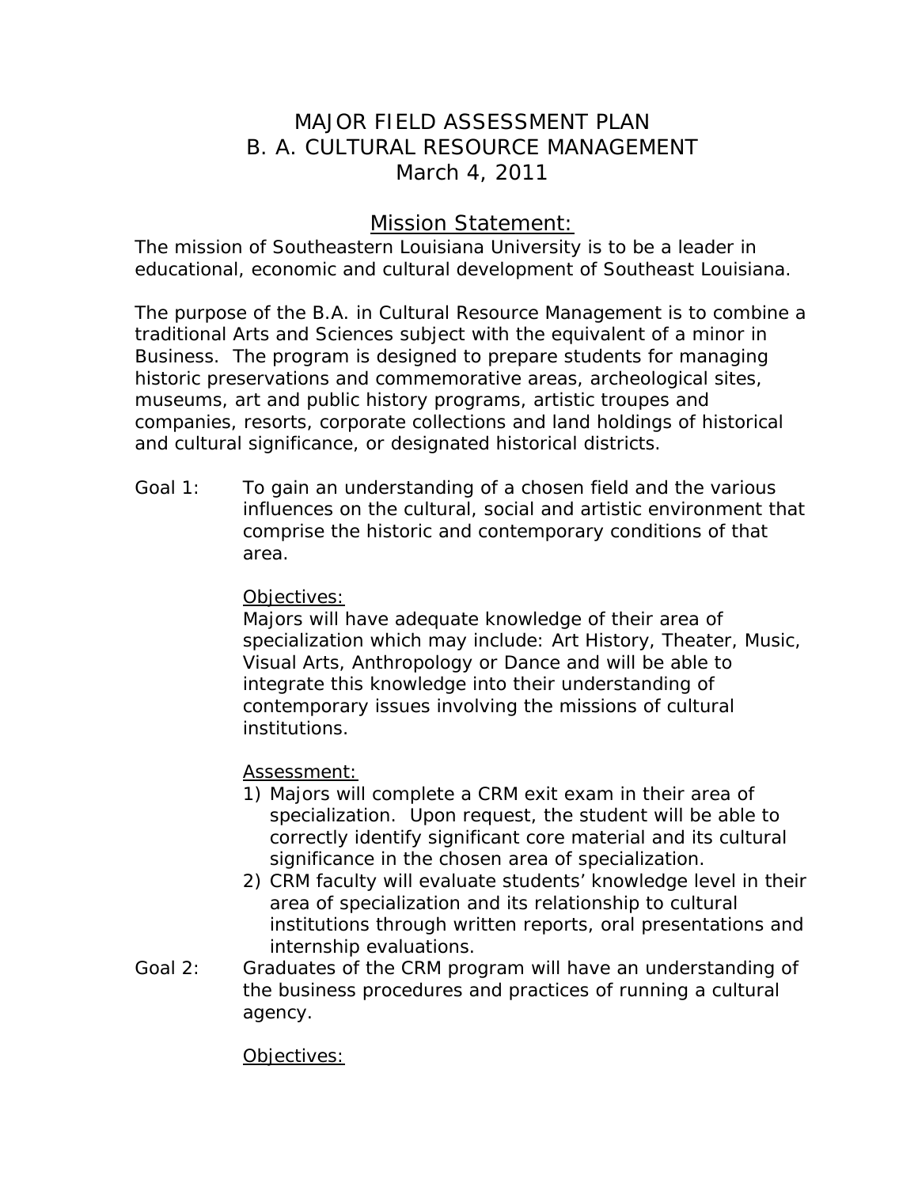# MAJOR FIELD ASSESSMENT PLAN
# B. A. CULTURAL RESOURCE MANAGEMENT
# March 4, 2011

## Mission Statement:

The mission of Southeastern Louisiana University is to be a leader in educational, economic and cultural development of Southeast Louisiana.

The purpose of the B.A. in Cultural Resource Management is to combine a traditional Arts and Sciences subject with the equivalent of a minor in Business. The program is designed to prepare students for managing historic preservations and commemorative areas, archeological sites, museums, art and public history programs, artistic troupes and companies, resorts, corporate collections and land holdings of historical and cultural significance, or designated historical districts.

**Goal 1:** To gain an understanding of a chosen field and the various influences on the cultural, social and artistic environment that comprise the historic and contemporary conditions of that area.

Objectives:

Majors will have adequate knowledge of their area of specialization which may include: Art History, Theater, Music, Visual Arts, Anthropology or Dance and will be able to integrate this knowledge into their understanding of contemporary issues involving the missions of cultural institutions.

Assessment:

1) Majors will complete a CRM exit exam in their area of specialization. Upon request, the student will be able to correctly identify significant core material and its cultural significance in the chosen area of specialization.
2) CRM faculty will evaluate students' knowledge level in their area of specialization and its relationship to cultural institutions through written reports, oral presentations and internship evaluations.

**Goal 2:** Graduates of the CRM program will have an understanding of the business procedures and practices of running a cultural agency.

Objectives: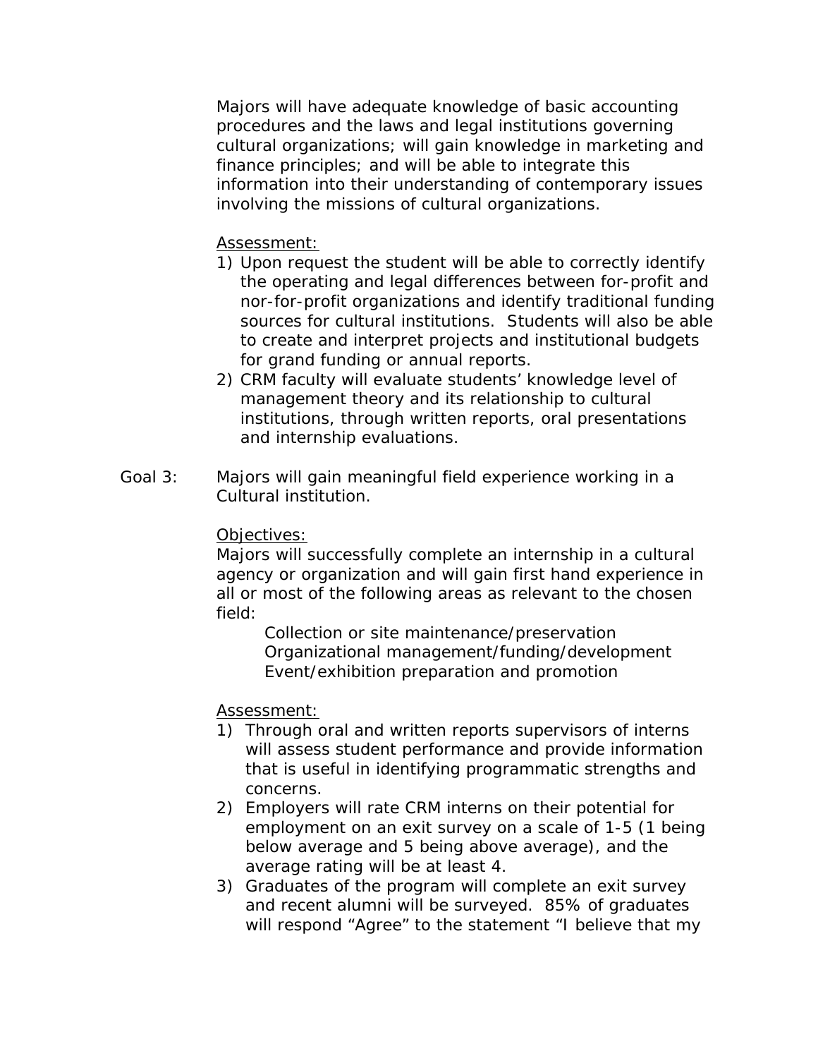Majors will have adequate knowledge of basic accounting procedures and the laws and legal institutions governing cultural organizations; will gain knowledge in marketing and finance principles; and will be able to integrate this information into their understanding of contemporary issues involving the missions of cultural organizations.

Assessment:

1) Upon request the student will be able to correctly identify the operating and legal differences between for-profit and nor-for-profit organizations and identify traditional funding sources for cultural institutions. Students will also be able to create and interpret projects and institutional budgets for grand funding or annual reports.
2) CRM faculty will evaluate students' knowledge level of management theory and its relationship to cultural institutions, through written reports, oral presentations and internship evaluations.

Goal 3: Majors will gain meaningful field experience working in a Cultural institution.

Objectives:

Majors will successfully complete an internship in a cultural agency or organization and will gain first hand experience in all or most of the following areas as relevant to the chosen field:

Collection or site maintenance/preservation
Organizational management/funding/development
Event/exhibition preparation and promotion

Assessment:

1) Through oral and written reports supervisors of interns will assess student performance and provide information that is useful in identifying programmatic strengths and concerns.
2) Employers will rate CRM interns on their potential for employment on an exit survey on a scale of 1-5 (1 being below average and 5 being above average), and the average rating will be at least 4.
3) Graduates of the program will complete an exit survey and recent alumni will be surveyed. 85% of graduates will respond "Agree" to the statement "I believe that my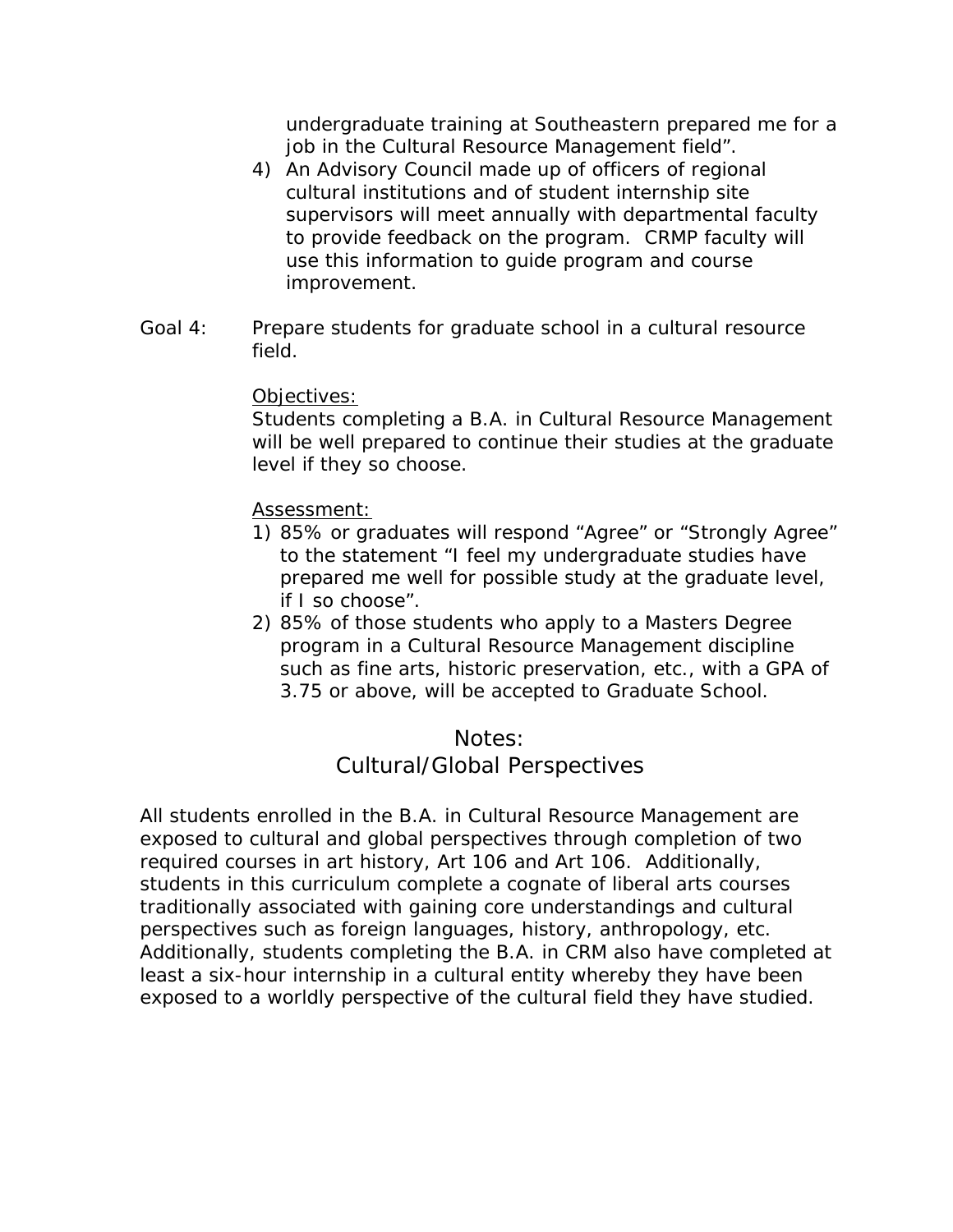undergraduate training at Southeastern prepared me for a job in the Cultural Resource Management field".

4) An Advisory Council made up of officers of regional cultural institutions and of student internship site supervisors will meet annually with departmental faculty to provide feedback on the program. CRMP faculty will use this information to guide program and course improvement.

Goal 4: Prepare students for graduate school in a cultural resource field.

Objectives:
Students completing a B.A. in Cultural Resource Management will be well prepared to continue their studies at the graduate level if they so choose.

Assessment:

1) 85% or graduates will respond "Agree" or "Strongly Agree" to the statement "I feel my undergraduate studies have prepared me well for possible study at the graduate level, if I so choose".
2) 85% of those students who apply to a Masters Degree program in a Cultural Resource Management discipline such as fine arts, historic preservation, etc., with a GPA of 3.75 or above, will be accepted to Graduate School.

## Notes:
## Cultural/Global Perspectives

All students enrolled in the B.A. in Cultural Resource Management are exposed to cultural and global perspectives through completion of two required courses in art history, Art 106 and Art 106. Additionally, students in this curriculum complete a cognate of liberal arts courses traditionally associated with gaining core understandings and cultural perspectives such as foreign languages, history, anthropology, etc. Additionally, students completing the B.A. in CRM also have completed at least a six-hour internship in a cultural entity whereby they have been exposed to a worldly perspective of the cultural field they have studied.